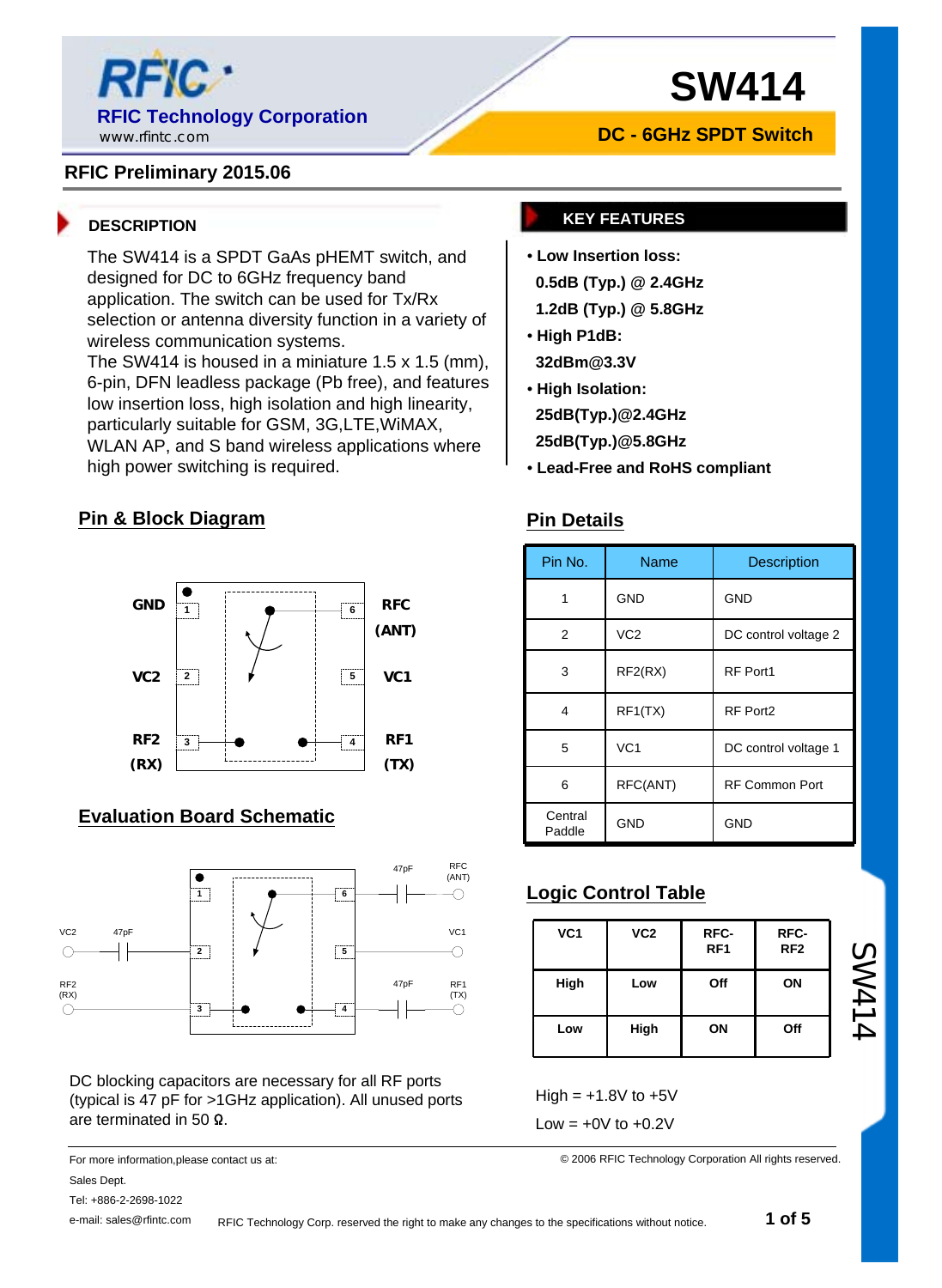# SW414

**RFIC Technology Corporation**
www.rfintc.com

## DC - 6GHz SPDT Switch

**RFIC Preliminary 2015.06**

### DESCRIPTION

The SW414 is a SPDT GaAs pHEMT switch, and designed for DC to 6GHz frequency band application. The switch can be used for Tx/Rx selection or antenna diversity function in a variety of wireless communication systems.
The SW414 is housed in a miniature 1.5 x 1.5 (mm), 6-pin, DFN leadless package (Pb free), and features low insertion loss, high isolation and high linearity, particularly suitable for GSM, 3G,LTE,WiMAX, WLAN AP, and S band wireless applications where high power switching is required.

### KEY FEATURES

- **Low Insertion loss:**
  **0.5dB (Typ.) @ 2.4GHz**
  **1.2dB (Typ.) @ 5.8GHz**
- **High P1dB:**
  **32dBm@3.3V**
- **High Isolation:**
  **25dB(Typ.)@2.4GHz**
  **25dB(Typ.)@5.8GHz**
- **Lead-Free and RoHS compliant**

## Pin & Block Diagram

GND 1 — 6 RFC (ANT)
VC2 2 — 5 VC1
RF2 (RX) 3 — 4 RF1 (TX)

## Evaluation Board Schematic

VC2 — 47pF — 2; RFC (ANT) — 47pF — 6; VC1 — 5; RF1 (TX) — 47pF — 4; RF2 (RX) — 3; GND — 1

DC blocking capacitors are necessary for all RF ports (typical is 47 pF for >1GHz application). All unused ports are terminated in 50 Ω.

## Pin Details

| Pin No. | Name | Description |
|---|---|---|
| 1 | GND | GND |
| 2 | VC2 | DC control voltage 2 |
| 3 | RF2(RX) | RF Port1 |
| 4 | RF1(TX) | RF Port2 |
| 5 | VC1 | DC control voltage 1 |
| 6 | RFC(ANT) | RF Common Port |
| Central Paddle | GND | GND |

## Logic Control Table

| VC1 | VC2 | RFC-RF1 | RFC-RF2 |
|---|---|---|---|
| High | Low | Off | ON |
| Low | High | ON | Off |

High = +1.8V to +5V

Low = +0V to +0.2V

For more information,please contact us at:
Sales Dept.
Tel: +886-2-2698-1022
e-mail: sales@rfintc.com

© 2006 RFIC Technology Corporation All rights reserved.

RFIC Technology Corp. reserved the right to make any changes to the specifications without notice.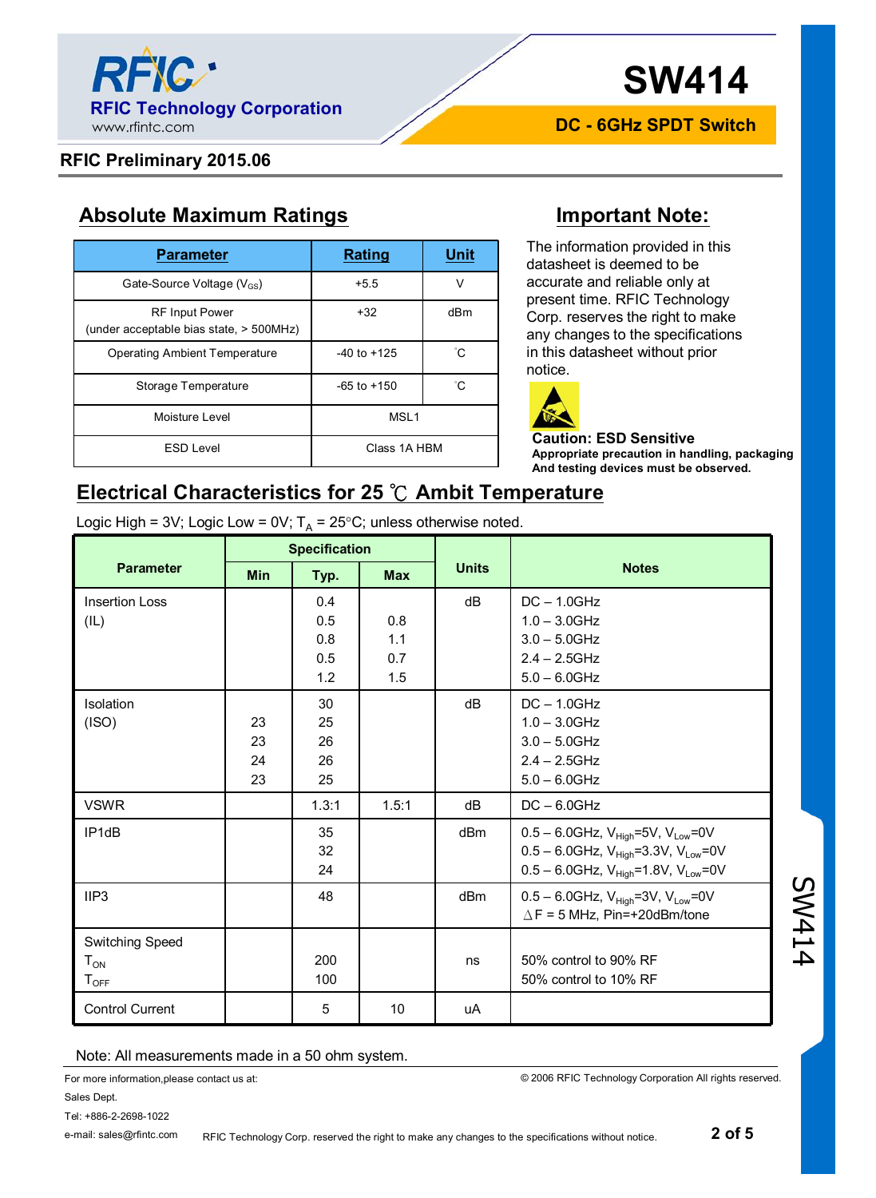# SW414

**DC - 6GHz SPDT Switch**

**RFIC Preliminary 2015.06**

## Absolute Maximum Ratings

| Parameter | Rating | Unit |
|---|---|---|
| Gate-Source Voltage ($V_{GS}$) | +5.5 | V |
| RF Input Power (under acceptable bias state, > 500MHz) | +32 | dBm |
| Operating Ambient Temperature | -40 to +125 | °C |
| Storage Temperature | -65 to +150 | °C |
| Moisture Level | MSL1 | |
| ESD Level | Class 1A HBM | |

## Important Note:

The information provided in this datasheet is deemed to be accurate and reliable only at present time. RFIC Technology Corp. reserves the right to make any changes to the specifications in this datasheet without prior notice.

**Caution: ESD Sensitive**

**Appropriate precaution in handling, packaging And testing devices must be observed.**

## Electrical Characteristics for 25 ℃ Ambit Temperature

Logic High = 3V; Logic Low = 0V; $T_A$ = 25°C; unless otherwise noted.

| Parameter | Specification | | | Units | Notes |
|---|---|---|---|---|---|
| | Min | Typ. | Max | | |
| Insertion Loss (IL) | | 0.4 | | dB | DC – 1.0GHz |
| | | 0.5 | 0.8 | | 1.0 – 3.0GHz |
| | | 0.8 | 1.1 | | 3.0 – 5.0GHz |
| | | 0.5 | 0.7 | | 2.4 – 2.5GHz |
| | | 1.2 | 1.5 | | 5.0 – 6.0GHz |
| Isolation (ISO) | | 30 | | dB | DC – 1.0GHz |
| | 23 | 25 | | | 1.0 – 3.0GHz |
| | 23 | 26 | | | 3.0 – 5.0GHz |
| | 24 | 26 | | | 2.4 – 2.5GHz |
| | 23 | 25 | | | 5.0 – 6.0GHz |
| VSWR | | 1.3:1 | 1.5:1 | dB | DC – 6.0GHz |
| IP1dB | | 35 | | dBm | 0.5 – 6.0GHz, $V_{High}$=5V, $V_{Low}$=0V |
| | | 32 | | | 0.5 – 6.0GHz, $V_{High}$=3.3V, $V_{Low}$=0V |
| | | 24 | | | 0.5 – 6.0GHz, $V_{High}$=1.8V, $V_{Low}$=0V |
| IIP3 | | 48 | | dBm | 0.5 – 6.0GHz, $V_{High}$=3V, $V_{Low}$=0V; $\Delta$F = 5 MHz, Pin=+20dBm/tone |
| Switching Speed | | | | | |
| $T_{ON}$ | | 200 | | ns | 50% control to 90% RF |
| $T_{OFF}$ | | 100 | | | 50% control to 10% RF |
| Control Current | | 5 | 10 | uA | |

Note: All measurements made in a 50 ohm system.

For more information,please contact us at:
Sales Dept.
Tel: +886-2-2698-1022
e-mail: sales@rfintc.com

© 2006 RFIC Technology Corporation All rights reserved.

RFIC Technology Corp. reserved the right to make any changes to the specifications without notice.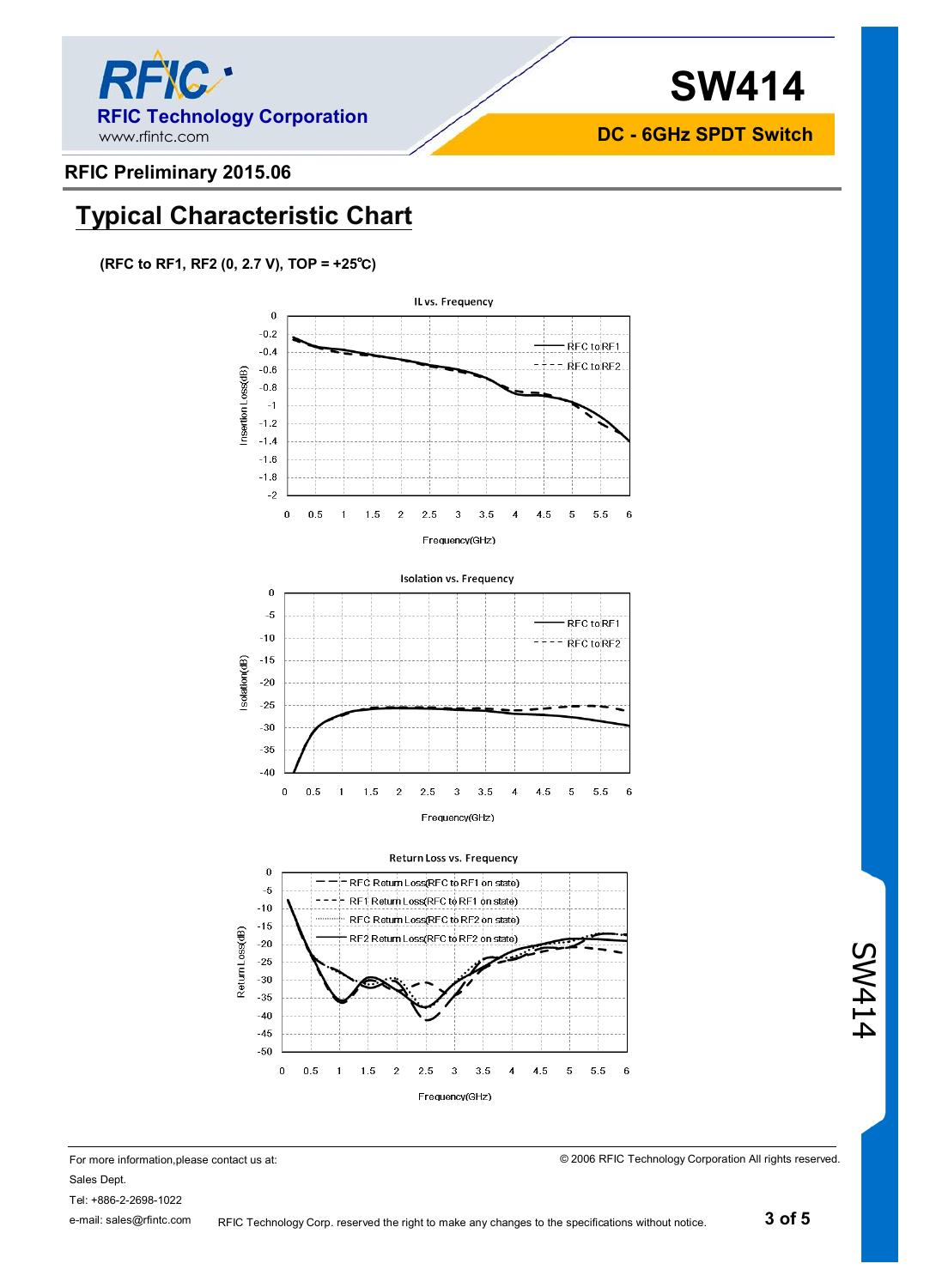## Typical Characteristic Chart

**(RFC to RF1, RF2 (0, 2.7 V), TOP = +25℃)**

IL vs. Frequency

Isolation vs. Frequency

Return Loss vs. Frequency

For more information,please contact us at:

Sales Dept.

Tel: +886-2-2698-1022

e-mail: sales@rfintc.com

© 2006 RFIC Technology Corporation All rights reserved.

RFIC Technology Corp. reserved the right to make any changes to the specifications without notice.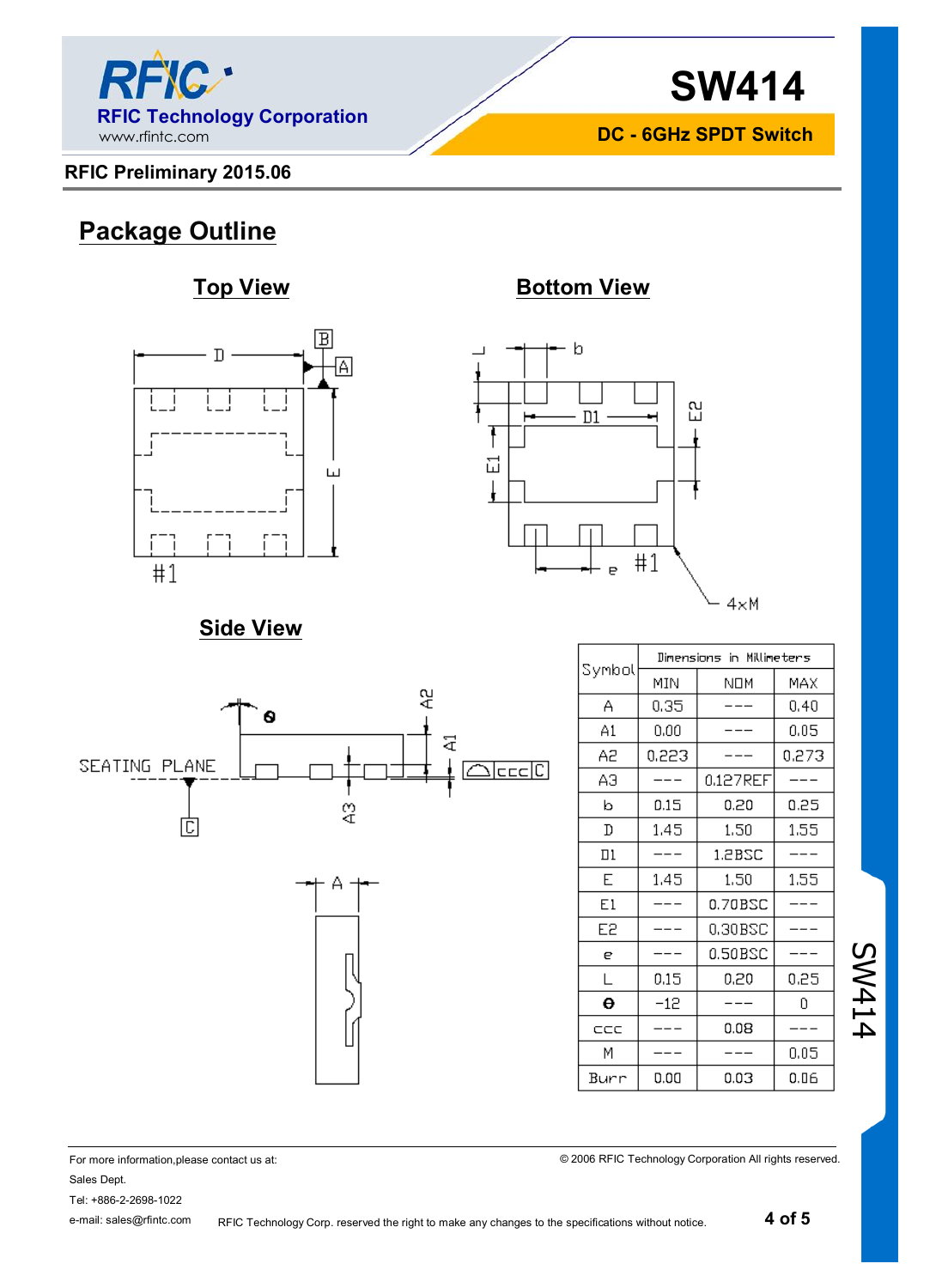## Package Outline

### Top View

### Bottom View

### Side View

| Symbol | Dimensions in Millimeters | | |
|---|---|---|---|
| | MIN | NOM | MAX |
| A | 0.35 | --- | 0.40 |
| A1 | 0.00 | --- | 0.05 |
| A2 | 0.223 | --- | 0.273 |
| A3 | --- | 0.127REF | --- |
| b | 0.15 | 0.20 | 0.25 |
| D | 1.45 | 1.50 | 1.55 |
| D1 | --- | 1.2BSC | --- |
| E | 1.45 | 1.50 | 1.55 |
| E1 | --- | 0.70BSC | --- |
| E2 | --- | 0.30BSC | --- |
| e | --- | 0.50BSC | --- |
| L | 0.15 | 0.20 | 0.25 |
| θ | -12 | --- | 0 |
| ccc | --- | 0.08 | --- |
| M | --- | --- | 0.05 |
| Burr | 0.00 | 0.03 | 0.06 |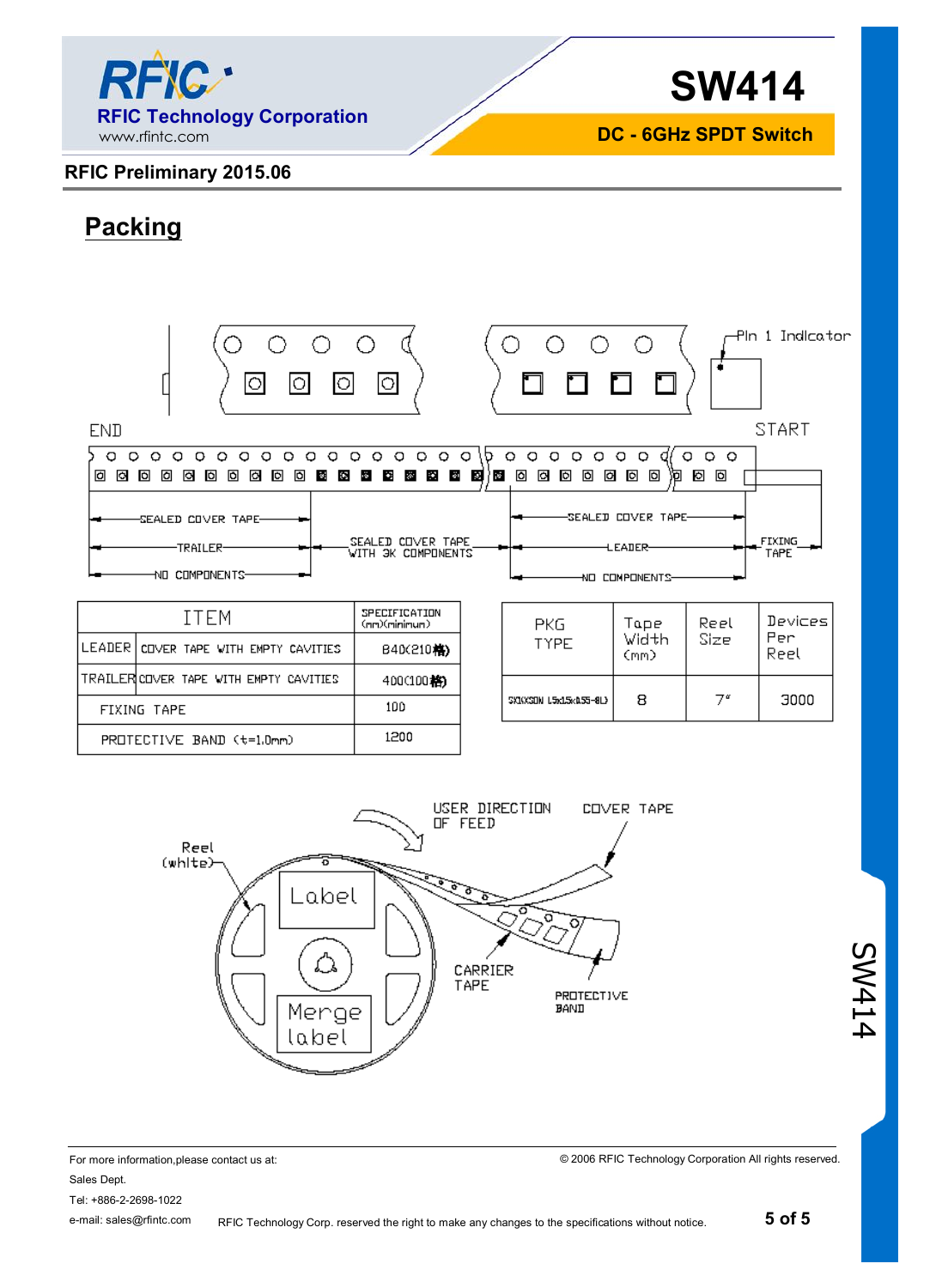## Packing

Pin 1 Indicator

END

START

SEALED COVER TAPE

TRAILER

NO COMPONENTS

SEALED COVER TAPE WITH 3K COMPONENTS

SEALED COVER TAPE

LEADER

NO COMPONENTS

FIXING TAPE

| ITEM | | SPECIFICATION (mm)(minimum) |
|---|---|---|
| LEADER | COVER TAPE WITH EMPTY CAVITIES | 840(210格) |
| TRAILER | COVER TAPE WITH EMPTY CAVITIES | 400(100格) |
| FIXING TAPE | | 100 |
| PROTECTIVE BAND (t=1.0mm) | | 1200 |

| PKG TYPE | Tape Width (mm) | Reel Size | Devices Per Reel |
|---|---|---|---|
| SX1(XSON 1.5x1.5x0.55-8L) | 8 | 7" | 3000 |

USER DIRECTION OF FEED

COVER TAPE

Reel (white)

Label

Merge label

CARRIER TAPE

PROTECTIVE BAND

For more information,please contact us at:

Sales Dept.

Tel: +886-2-2698-1022

e-mail: sales@rfintc.com

© 2006 RFIC Technology Corporation All rights reserved.

RFIC Technology Corp. reserved the right to make any changes to the specifications without notice.